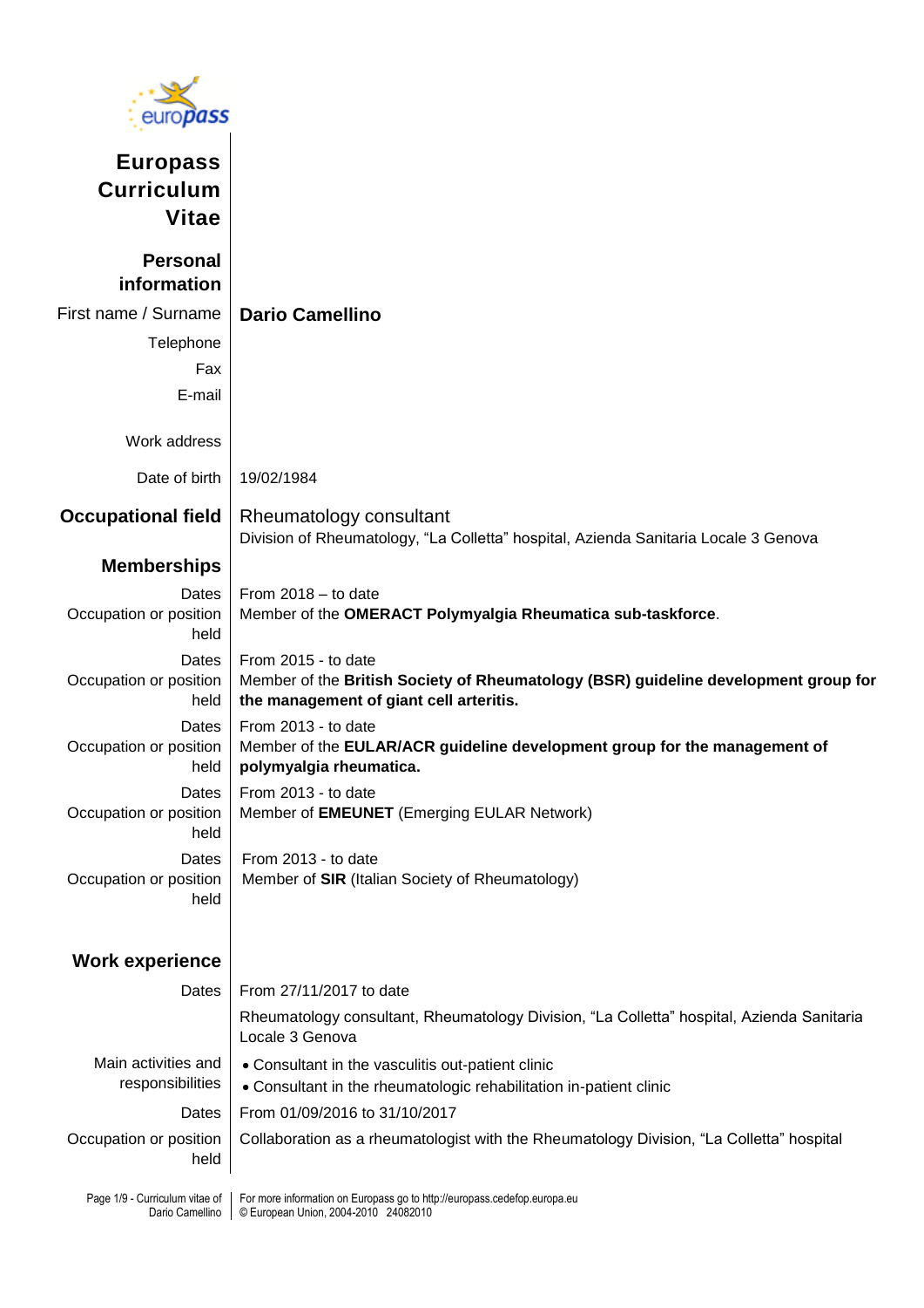# Europass Curriculum Vitae

## Personal information

| | |
|---|---|
| First name / Surname | **Dario Camellino** |
| Telephone | |
| Fax | |
| E-mail | |
| Work address | |
| Date of birth | 19/02/1984 |

## Occupational field

Rheumatology consultant
Division of Rheumatology, "La Colletta" hospital, Azienda Sanitaria Locale 3 Genova

## Memberships

| | |
|---|---|
| Dates | From 2018 – to date |
| Occupation or position held | Member of the **OMERACT Polymyalgia Rheumatica sub-taskforce**. |
| Dates | From 2015 - to date |
| Occupation or position held | Member of the **British Society of Rheumatology (BSR) guideline development group for the management of giant cell arteritis.** |
| Dates | From 2013 - to date |
| Occupation or position held | Member of the **EULAR/ACR guideline development group for the management of polymyalgia rheumatica.** |
| Dates | From 2013 - to date |
| Occupation or position held | Member of **EMEUNET** (Emerging EULAR Network) |
| Dates | From 2013 - to date |
| Occupation or position held | Member of **SIR** (Italian Society of Rheumatology) |

## Work experience

| | |
|---|---|
| Dates | From 27/11/2017 to date |
| | Rheumatology consultant, Rheumatology Division, "La Colletta" hospital, Azienda Sanitaria Locale 3 Genova |
| Main activities and responsibilities | • Consultant in the vasculitis out-patient clinic<br>• Consultant in the rheumatologic rehabilitation in-patient clinic |
| Dates | From 01/09/2016 to 31/10/2017 |
| Occupation or position held | Collaboration as a rheumatologist with the Rheumatology Division, "La Colletta" hospital |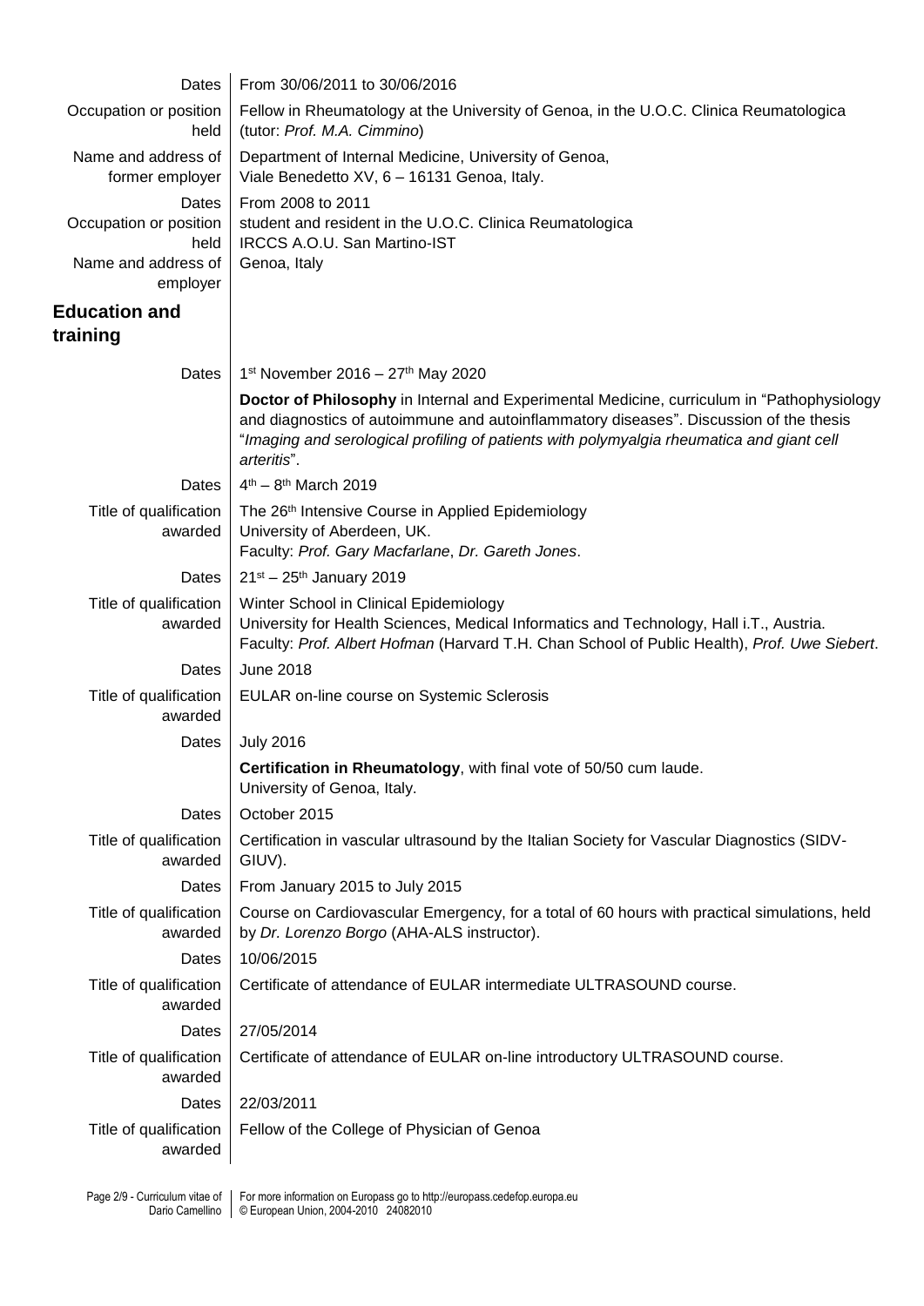| | |
|---|---|
| Dates | From 30/06/2011 to 30/06/2016 |
| Occupation or position held | Fellow in Rheumatology at the University of Genoa, in the U.O.C. Clinica Reumatologica (tutor: *Prof. M.A. Cimmino*) |
| Name and address of former employer | Department of Internal Medicine, University of Genoa, Viale Benedetto XV, 6 – 16131 Genoa, Italy. |
| Dates | From 2008 to 2011 |
| Occupation or position held | student and resident in the U.O.C. Clinica Reumatologica IRCCS A.O.U. San Martino-IST |
| Name and address of employer | Genoa, Italy |

## Education and training

| | |
|---|---|
| Dates | 1st November 2016 – 27th May 2020 |
| | **Doctor of Philosophy** in Internal and Experimental Medicine, curriculum in "Pathophysiology and diagnostics of autoimmune and autoinflammatory diseases". Discussion of the thesis "*Imaging and serological profiling of patients with polymyalgia rheumatica and giant cell arteritis*". |
| Dates | 4th – 8th March 2019 |
| Title of qualification awarded | The 26th Intensive Course in Applied Epidemiology<br>University of Aberdeen, UK.<br>Faculty: *Prof. Gary Macfarlane*, *Dr. Gareth Jones*. |
| Dates | 21st – 25th January 2019 |
| Title of qualification awarded | Winter School in Clinical Epidemiology<br>University for Health Sciences, Medical Informatics and Technology, Hall i.T., Austria.<br>Faculty: *Prof. Albert Hofman* (Harvard T.H. Chan School of Public Health), *Prof. Uwe Siebert*. |
| Dates | June 2018 |
| Title of qualification awarded | EULAR on-line course on Systemic Sclerosis |
| Dates | July 2016 |
| | **Certification in Rheumatology**, with final vote of 50/50 cum laude.<br>University of Genoa, Italy. |
| Dates | October 2015 |
| Title of qualification awarded | Certification in vascular ultrasound by the Italian Society for Vascular Diagnostics (SIDV-GIUV). |
| Dates | From January 2015 to July 2015 |
| Title of qualification awarded | Course on Cardiovascular Emergency, for a total of 60 hours with practical simulations, held by *Dr. Lorenzo Borgo* (AHA-ALS instructor). |
| Dates | 10/06/2015 |
| Title of qualification awarded | Certificate of attendance of EULAR intermediate ULTRASOUND course. |
| Dates | 27/05/2014 |
| Title of qualification awarded | Certificate of attendance of EULAR on-line introductory ULTRASOUND course. |
| Dates | 22/03/2011 |
| Title of qualification awarded | Fellow of the College of Physician of Genoa |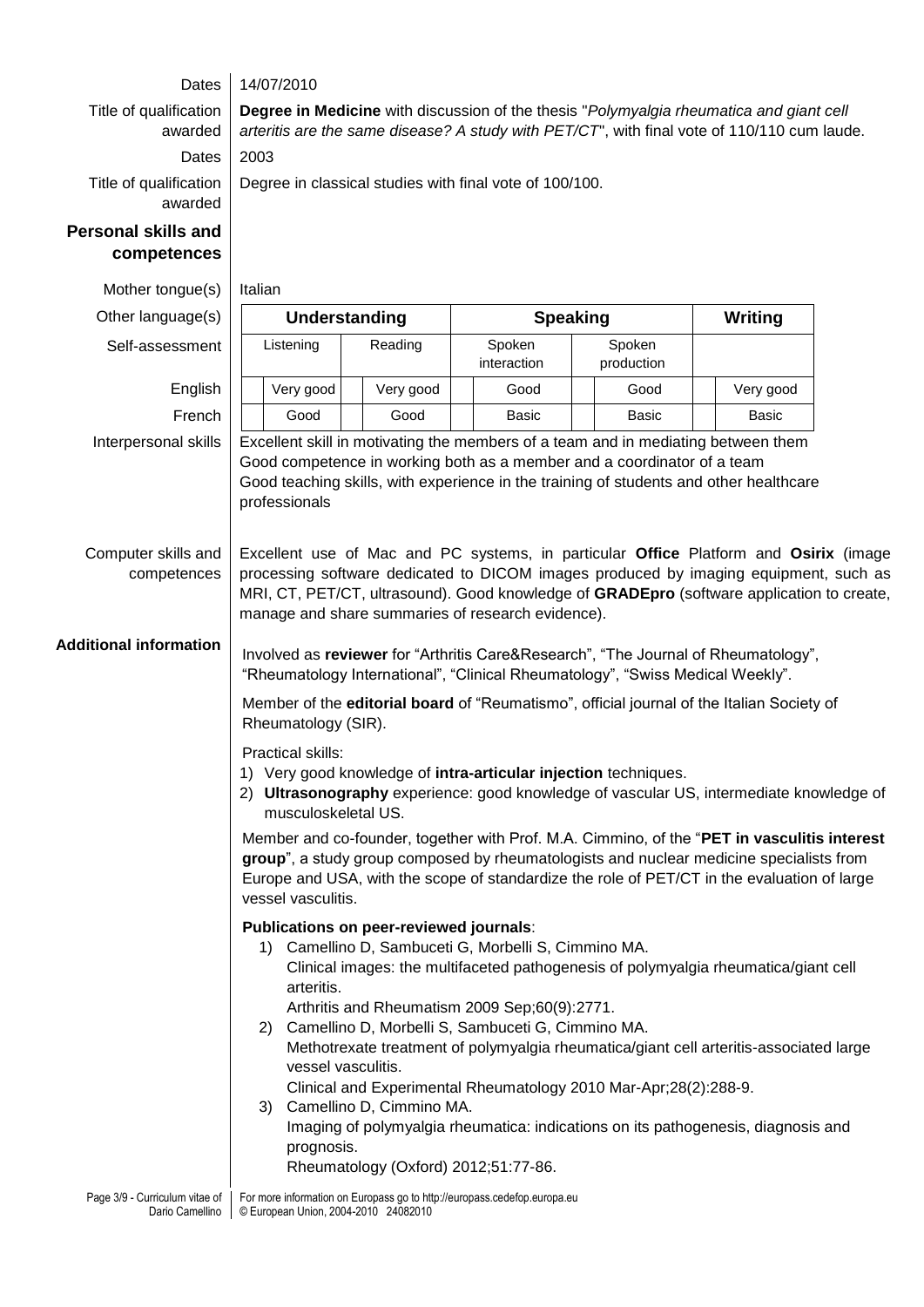Dates: 14/07/2010

Title of qualification awarded: **Degree in Medicine** with discussion of the thesis "*Polymyalgia rheumatica and giant cell arteritis are the same disease? A study with PET/CT*", with final vote of 110/110 cum laude.

Dates: 2003

Title of qualification awarded: Degree in classical studies with final vote of 100/100.

## Personal skills and competences

Mother tongue(s): Italian

Other language(s)

| Self-assessment | Understanding | | Speaking | | Writing |
|---|---|---|---|---|---|
| | Listening | Reading | Spoken interaction | Spoken production | |
| English | Very good | Very good | Good | Good | Very good |
| French | Good | Good | Basic | Basic | Basic |

Interpersonal skills: Excellent skill in motivating the members of a team and in mediating between them
Good competence in working both as a member and a coordinator of a team
Good teaching skills, with experience in the training of students and other healthcare professionals

Computer skills and competences: Excellent use of Mac and PC systems, in particular **Office** Platform and **Osirix** (image processing software dedicated to DICOM images produced by imaging equipment, such as MRI, CT, PET/CT, ultrasound). Good knowledge of **GRADEpro** (software application to create, manage and share summaries of research evidence).

## Additional information

Involved as **reviewer** for "Arthritis Care&Research", "The Journal of Rheumatology", "Rheumatology International", "Clinical Rheumatology", "Swiss Medical Weekly".

Member of the **editorial board** of "Reumatismo", official journal of the Italian Society of Rheumatology (SIR).

Practical skills:

1) Very good knowledge of **intra-articular injection** techniques.
2) **Ultrasonography** experience: good knowledge of vascular US, intermediate knowledge of musculoskeletal US.

Member and co-founder, together with Prof. M.A. Cimmino, of the "**PET in vasculitis interest group**", a study group composed by rheumatologists and nuclear medicine specialists from Europe and USA, with the scope of standardize the role of PET/CT in the evaluation of large vessel vasculitis.

**Publications on peer-reviewed journals**:

1) Camellino D, Sambuceti G, Morbelli S, Cimmino MA.
   Clinical images: the multifaceted pathogenesis of polymyalgia rheumatica/giant cell arteritis.
   Arthritis and Rheumatism 2009 Sep;60(9):2771.
2) Camellino D, Morbelli S, Sambuceti G, Cimmino MA.
   Methotrexate treatment of polymyalgia rheumatica/giant cell arteritis-associated large vessel vasculitis.
   Clinical and Experimental Rheumatology 2010 Mar-Apr;28(2):288-9.
3) Camellino D, Cimmino MA.
   Imaging of polymyalgia rheumatica: indications on its pathogenesis, diagnosis and prognosis.
   Rheumatology (Oxford) 2012;51:77-86.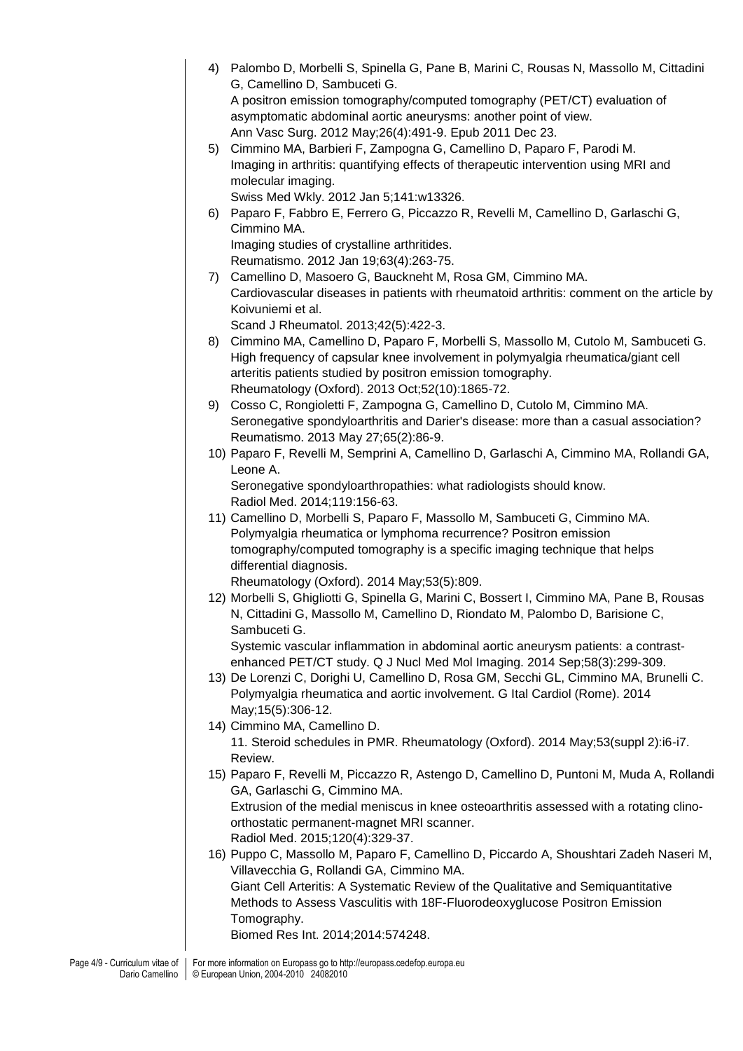4) Palombo D, Morbelli S, Spinella G, Pane B, Marini C, Rousas N, Massollo M, Cittadini G, Camellino D, Sambuceti G.
   A positron emission tomography/computed tomography (PET/CT) evaluation of asymptomatic abdominal aortic aneurysms: another point of view.
   Ann Vasc Surg. 2012 May;26(4):491-9. Epub 2011 Dec 23.
5) Cimmino MA, Barbieri F, Zampogna G, Camellino D, Paparo F, Parodi M.
   Imaging in arthritis: quantifying effects of therapeutic intervention using MRI and molecular imaging.
   Swiss Med Wkly. 2012 Jan 5;141:w13326.
6) Paparo F, Fabbro E, Ferrero G, Piccazzo R, Revelli M, Camellino D, Garlaschi G, Cimmino MA.
   Imaging studies of crystalline arthritides.
   Reumatismo. 2012 Jan 19;63(4):263-75.
7) Camellino D, Masoero G, Bauckneht M, Rosa GM, Cimmino MA.
   Cardiovascular diseases in patients with rheumatoid arthritis: comment on the article by Koivuniemi et al.
   Scand J Rheumatol. 2013;42(5):422-3.
8) Cimmino MA, Camellino D, Paparo F, Morbelli S, Massollo M, Cutolo M, Sambuceti G.
   High frequency of capsular knee involvement in polymyalgia rheumatica/giant cell arteritis patients studied by positron emission tomography.
   Rheumatology (Oxford). 2013 Oct;52(10):1865-72.
9) Cosso C, Rongioletti F, Zampogna G, Camellino D, Cutolo M, Cimmino MA.
   Seronegative spondyloarthritis and Darier's disease: more than a casual association?
   Reumatismo. 2013 May 27;65(2):86-9.
10) Paparo F, Revelli M, Semprini A, Camellino D, Garlaschi A, Cimmino MA, Rollandi GA, Leone A.
    Seronegative spondyloarthropathies: what radiologists should know.
    Radiol Med. 2014;119:156-63.
11) Camellino D, Morbelli S, Paparo F, Massollo M, Sambuceti G, Cimmino MA.
    Polymyalgia rheumatica or lymphoma recurrence? Positron emission tomography/computed tomography is a specific imaging technique that helps differential diagnosis.
    Rheumatology (Oxford). 2014 May;53(5):809.
12) Morbelli S, Ghigliotti G, Spinella G, Marini C, Bossert I, Cimmino MA, Pane B, Rousas N, Cittadini G, Massollo M, Camellino D, Riondato M, Palombo D, Barisione C, Sambuceti G.
    Systemic vascular inflammation in abdominal aortic aneurysm patients: a contrast-enhanced PET/CT study. Q J Nucl Med Mol Imaging. 2014 Sep;58(3):299-309.
13) De Lorenzi C, Dorighi U, Camellino D, Rosa GM, Secchi GL, Cimmino MA, Brunelli C.
    Polymyalgia rheumatica and aortic involvement. G Ital Cardiol (Rome). 2014 May;15(5):306-12.
14) Cimmino MA, Camellino D.
    11. Steroid schedules in PMR. Rheumatology (Oxford). 2014 May;53(suppl 2):i6-i7. Review.
15) Paparo F, Revelli M, Piccazzo R, Astengo D, Camellino D, Puntoni M, Muda A, Rollandi GA, Garlaschi G, Cimmino MA.
    Extrusion of the medial meniscus in knee osteoarthritis assessed with a rotating clino-orthostatic permanent-magnet MRI scanner.
    Radiol Med. 2015;120(4):329-37.
16) Puppo C, Massollo M, Paparo F, Camellino D, Piccardo A, Shoushtari Zadeh Naseri M, Villavecchia G, Rollandi GA, Cimmino MA.
    Giant Cell Arteritis: A Systematic Review of the Qualitative and Semiquantitative Methods to Assess Vasculitis with 18F-Fluorodeoxyglucose Positron Emission Tomography.
    Biomed Res Int. 2014;2014:574248.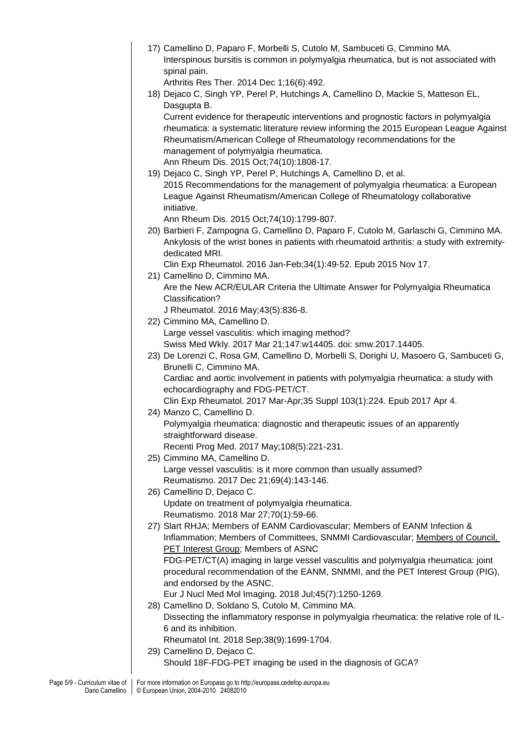17) Camellino D, Paparo F, Morbelli S, Cutolo M, Sambuceti G, Cimmino MA.
    Interspinous bursitis is common in polymyalgia rheumatica, but is not associated with spinal pain.
    Arthritis Res Ther. 2014 Dec 1;16(6):492.
18) Dejaco C, Singh YP, Perel P, Hutchings A, Camellino D, Mackie S, Matteson EL, Dasgupta B.
    Current evidence for therapeutic interventions and prognostic factors in polymyalgia rheumatica: a systematic literature review informing the 2015 European League Against Rheumatism/American College of Rheumatology recommendations for the management of polymyalgia rheumatica.
    Ann Rheum Dis. 2015 Oct;74(10):1808-17.
19) Dejaco C, Singh YP, Perel P, Hutchings A, Camellino D, et al.
    2015 Recommendations for the management of polymyalgia rheumatica: a European League Against Rheumatism/American College of Rheumatology collaborative initiative.
    Ann Rheum Dis. 2015 Oct;74(10):1799-807.
20) Barbieri F, Zampogna G, Camellino D, Paparo F, Cutolo M, Garlaschi G, Cimmino MA.
    Ankylosis of the wrist bones in patients with rheumatoid arthritis: a study with extremity-dedicated MRI.
    Clin Exp Rheumatol. 2016 Jan-Feb;34(1):49-52. Epub 2015 Nov 17.
21) Camellino D, Cimmino MA.
    Are the New ACR/EULAR Criteria the Ultimate Answer for Polymyalgia Rheumatica Classification?
    J Rheumatol. 2016 May;43(5):836-8.
22) Cimmino MA, Camellino D.
    Large vessel vasculitis: which imaging method?
    Swiss Med Wkly. 2017 Mar 21;147:w14405. doi: smw.2017.14405.
23) De Lorenzi C, Rosa GM, Camellino D, Morbelli S, Dorighi U, Masoero G, Sambuceti G, Brunelli C, Cimmino MA.
    Cardiac and aortic involvement in patients with polymyalgia rheumatica: a study with echocardiography and FDG-PET/CT.
    Clin Exp Rheumatol. 2017 Mar-Apr;35 Suppl 103(1):224. Epub 2017 Apr 4.
24) Manzo C, Camellino D.
    Polymyalgia rheumatica: diagnostic and therapeutic issues of an apparently straightforward disease.
    Recenti Prog Med. 2017 May;108(5):221-231.
25) Cimmino MA, Camellino D.
    Large vessel vasculitis: is it more common than usually assumed?
    Reumatismo. 2017 Dec 21;69(4):143-146.
26) Camellino D, Dejaco C.
    Update on treatment of polymyalgia rheumatica.
    Reumatismo. 2018 Mar 27;70(1):59-66.
27) Slart RHJA; Members of EANM Cardiovascular; Members of EANM Infection & Inflammation; Members of Committees, SNMMI Cardiovascular; Members of Council, PET Interest Group; Members of ASNC
    FDG-PET/CT(A) imaging in large vessel vasculitis and polymyalgia rheumatica: joint procedural recommendation of the EANM, SNMMI, and the PET Interest Group (PIG), and endorsed by the ASNC.
    Eur J Nucl Med Mol Imaging. 2018 Jul;45(7):1250-1269.
28) Camellino D, Soldano S, Cutolo M, Cimmino MA.
    Dissecting the inflammatory response in polymyalgia rheumatica: the relative role of IL-6 and its inhibition.
    Rheumatol Int. 2018 Sep;38(9):1699-1704.
29) Camellino D, Dejaco C.
    Should 18F-FDG-PET imaging be used in the diagnosis of GCA?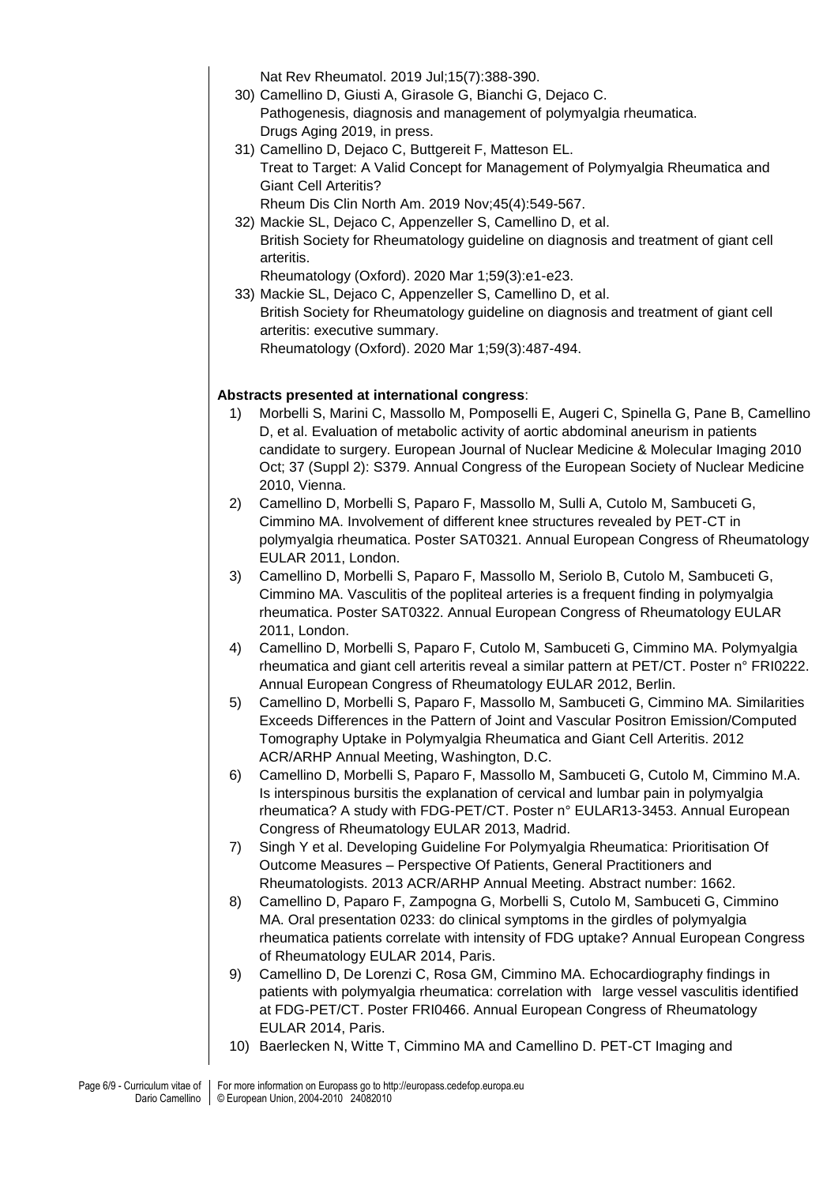Nat Rev Rheumatol. 2019 Jul;15(7):388-390.

30) Camellino D, Giusti A, Girasole G, Bianchi G, Dejaco C.
    Pathogenesis, diagnosis and management of polymyalgia rheumatica.
    Drugs Aging 2019, in press.
31) Camellino D, Dejaco C, Buttgereit F, Matteson EL.
    Treat to Target: A Valid Concept for Management of Polymyalgia Rheumatica and Giant Cell Arteritis?
    Rheum Dis Clin North Am. 2019 Nov;45(4):549-567.
32) Mackie SL, Dejaco C, Appenzeller S, Camellino D, et al.
    British Society for Rheumatology guideline on diagnosis and treatment of giant cell arteritis.
    Rheumatology (Oxford). 2020 Mar 1;59(3):e1-e23.
33) Mackie SL, Dejaco C, Appenzeller S, Camellino D, et al.
    British Society for Rheumatology guideline on diagnosis and treatment of giant cell arteritis: executive summary.
    Rheumatology (Oxford). 2020 Mar 1;59(3):487-494.

**Abstracts presented at international congress**:

1) Morbelli S, Marini C, Massollo M, Pomposelli E, Augeri C, Spinella G, Pane B, Camellino D, et al. Evaluation of metabolic activity of aortic abdominal aneurism in patients candidate to surgery. European Journal of Nuclear Medicine & Molecular Imaging 2010 Oct; 37 (Suppl 2): S379. Annual Congress of the European Society of Nuclear Medicine 2010, Vienna.
2) Camellino D, Morbelli S, Paparo F, Massollo M, Sulli A, Cutolo M, Sambuceti G, Cimmino MA. Involvement of different knee structures revealed by PET-CT in polymyalgia rheumatica. Poster SAT0321. Annual European Congress of Rheumatology EULAR 2011, London.
3) Camellino D, Morbelli S, Paparo F, Massollo M, Seriolo B, Cutolo M, Sambuceti G, Cimmino MA. Vasculitis of the popliteal arteries is a frequent finding in polymyalgia rheumatica. Poster SAT0322. Annual European Congress of Rheumatology EULAR 2011, London.
4) Camellino D, Morbelli S, Paparo F, Cutolo M, Sambuceti G, Cimmino MA. Polymyalgia rheumatica and giant cell arteritis reveal a similar pattern at PET/CT. Poster n° FRI0222. Annual European Congress of Rheumatology EULAR 2012, Berlin.
5) Camellino D, Morbelli S, Paparo F, Massollo M, Sambuceti G, Cimmino MA. Similarities Exceeds Differences in the Pattern of Joint and Vascular Positron Emission/Computed Tomography Uptake in Polymyalgia Rheumatica and Giant Cell Arteritis. 2012 ACR/ARHP Annual Meeting, Washington, D.C.
6) Camellino D, Morbelli S, Paparo F, Massollo M, Sambuceti G, Cutolo M, Cimmino M.A. Is interspinous bursitis the explanation of cervical and lumbar pain in polymyalgia rheumatica? A study with FDG-PET/CT. Poster n° EULAR13-3453. Annual European Congress of Rheumatology EULAR 2013, Madrid.
7) Singh Y et al. Developing Guideline For Polymyalgia Rheumatica: Prioritisation Of Outcome Measures – Perspective Of Patients, General Practitioners and Rheumatologists. 2013 ACR/ARHP Annual Meeting. Abstract number: 1662.
8) Camellino D, Paparo F, Zampogna G, Morbelli S, Cutolo M, Sambuceti G, Cimmino MA. Oral presentation 0233: do clinical symptoms in the girdles of polymyalgia rheumatica patients correlate with intensity of FDG uptake? Annual European Congress of Rheumatology EULAR 2014, Paris.
9) Camellino D, De Lorenzi C, Rosa GM, Cimmino MA. Echocardiography findings in patients with polymyalgia rheumatica: correlation with large vessel vasculitis identified at FDG-PET/CT. Poster FRI0466. Annual European Congress of Rheumatology EULAR 2014, Paris.
10) Baerlecken N, Witte T, Cimmino MA and Camellino D. PET-CT Imaging and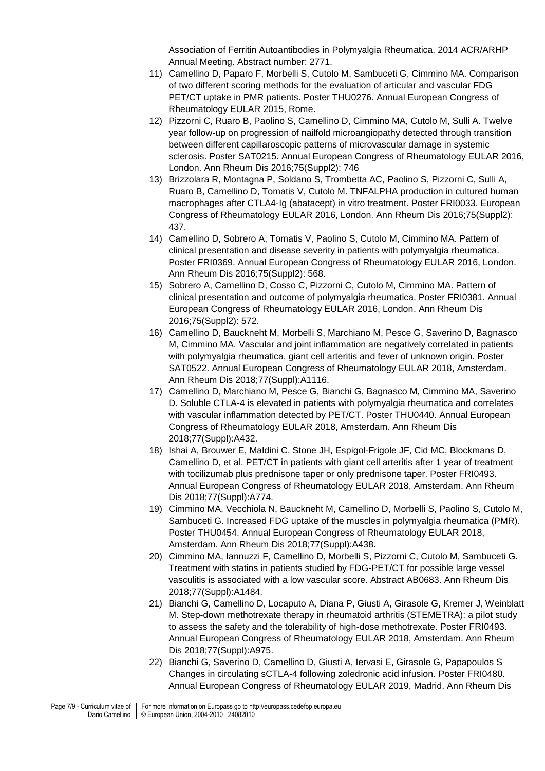Association of Ferritin Autoantibodies in Polymyalgia Rheumatica. 2014 ACR/ARHP Annual Meeting. Abstract number: 2771.

11) Camellino D, Paparo F, Morbelli S, Cutolo M, Sambuceti G, Cimmino MA. Comparison of two different scoring methods for the evaluation of articular and vascular FDG PET/CT uptake in PMR patients. Poster THU0276. Annual European Congress of Rheumatology EULAR 2015, Rome.
12) Pizzorni C, Ruaro B, Paolino S, Camellino D, Cimmino MA, Cutolo M, Sulli A. Twelve year follow-up on progression of nailfold microangiopathy detected through transition between different capillaroscopic patterns of microvascular damage in systemic sclerosis. Poster SAT0215. Annual European Congress of Rheumatology EULAR 2016, London. Ann Rheum Dis 2016;75(Suppl2): 746
13) Brizzolara R, Montagna P, Soldano S, Trombetta AC, Paolino S, Pizzorni C, Sulli A, Ruaro B, Camellino D, Tomatis V, Cutolo M. TNFALPHA production in cultured human macrophages after CTLA4-Ig (abatacept) in vitro treatment. Poster FRI0033. European Congress of Rheumatology EULAR 2016, London. Ann Rheum Dis 2016;75(Suppl2): 437.
14) Camellino D, Sobrero A, Tomatis V, Paolino S, Cutolo M, Cimmino MA. Pattern of clinical presentation and disease severity in patients with polymyalgia rheumatica. Poster FRI0369. Annual European Congress of Rheumatology EULAR 2016, London. Ann Rheum Dis 2016;75(Suppl2): 568.
15) Sobrero A, Camellino D, Cosso C, Pizzorni C, Cutolo M, Cimmino MA. Pattern of clinical presentation and outcome of polymyalgia rheumatica. Poster FRI0381. Annual European Congress of Rheumatology EULAR 2016, London. Ann Rheum Dis 2016;75(Suppl2): 572.
16) Camellino D, Bauckneht M, Morbelli S, Marchiano M, Pesce G, Saverino D, Bagnasco M, Cimmino MA. Vascular and joint inflammation are negatively correlated in patients with polymyalgia rheumatica, giant cell arteritis and fever of unknown origin. Poster SAT0522. Annual European Congress of Rheumatology EULAR 2018, Amsterdam. Ann Rheum Dis 2018;77(Suppl):A1116.
17) Camellino D, Marchiano M, Pesce G, Bianchi G, Bagnasco M, Cimmino MA, Saverino D. Soluble CTLA-4 is elevated in patients with polymyalgia rheumatica and correlates with vascular inflammation detected by PET/CT. Poster THU0440. Annual European Congress of Rheumatology EULAR 2018, Amsterdam. Ann Rheum Dis 2018;77(Suppl):A432.
18) Ishai A, Brouwer E, Maldini C, Stone JH, Espigol-Frigole JF, Cid MC, Blockmans D, Camellino D, et al. PET/CT in patients with giant cell arteritis after 1 year of treatment with tocilizumab plus prednisone taper or only prednisone taper. Poster FRI0493. Annual European Congress of Rheumatology EULAR 2018, Amsterdam. Ann Rheum Dis 2018;77(Suppl):A774.
19) Cimmino MA, Vecchiola N, Bauckneht M, Camellino D, Morbelli S, Paolino S, Cutolo M, Sambuceti G. Increased FDG uptake of the muscles in polymyalgia rheumatica (PMR). Poster THU0454. Annual European Congress of Rheumatology EULAR 2018, Amsterdam. Ann Rheum Dis 2018;77(Suppl):A438.
20) Cimmino MA, Iannuzzi F, Camellino D, Morbelli S, Pizzorni C, Cutolo M, Sambuceti G. Treatment with statins in patients studied by FDG-PET/CT for possible large vessel vasculitis is associated with a low vascular score. Abstract AB0683. Ann Rheum Dis 2018;77(Suppl):A1484.
21) Bianchi G, Camellino D, Locaputo A, Diana P, Giusti A, Girasole G, Kremer J, Weinblatt M. Step-down methotrexate therapy in rheumatoid arthritis (STEMETRA): a pilot study to assess the safety and the tolerability of high-dose methotrexate. Poster FRI0493. Annual European Congress of Rheumatology EULAR 2018, Amsterdam. Ann Rheum Dis 2018;77(Suppl):A975.
22) Bianchi G, Saverino D, Camellino D, Giusti A, Iervasi E, Girasole G, Papapoulos S Changes in circulating sCTLA-4 following zoledronic acid infusion. Poster FRI0480. Annual European Congress of Rheumatology EULAR 2019, Madrid. Ann Rheum Dis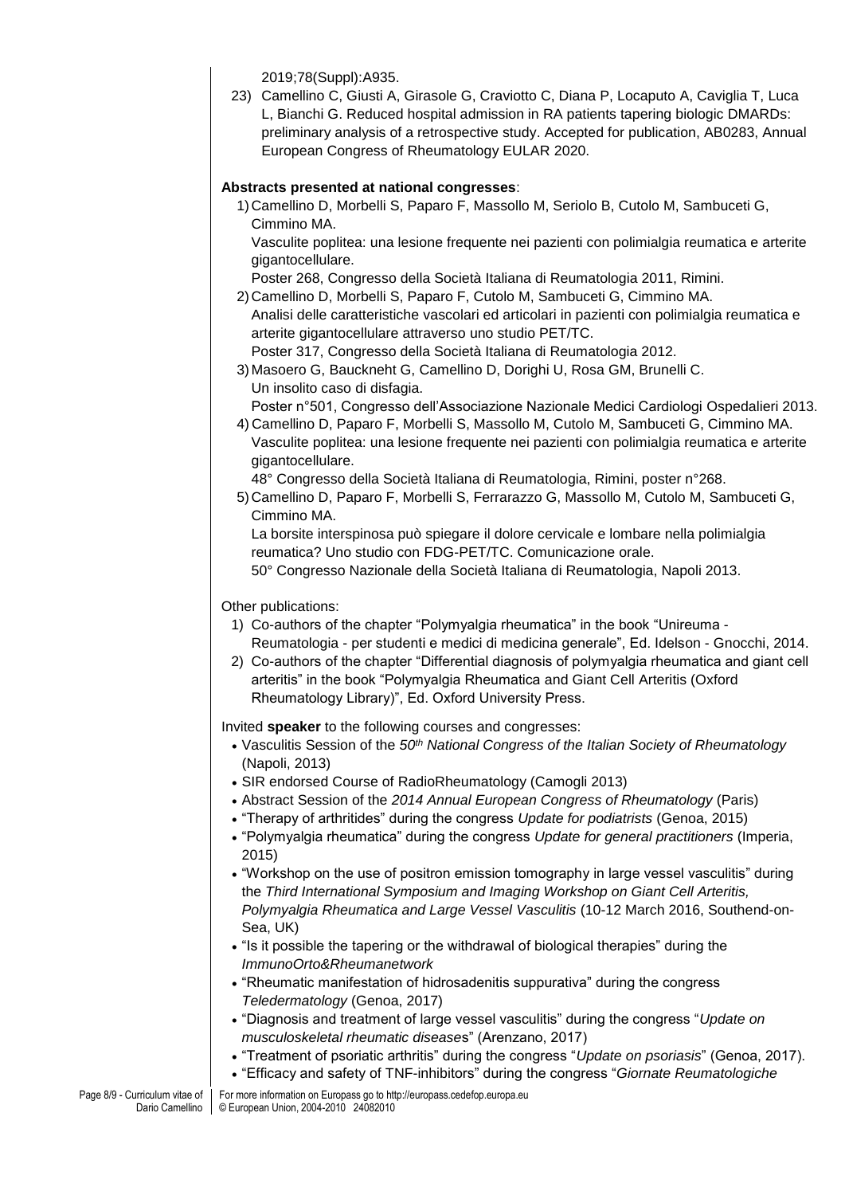2019;78(Suppl):A935.

23) Camellino C, Giusti A, Girasole G, Craviotto C, Diana P, Locaputo A, Caviglia T, Luca L, Bianchi G. Reduced hospital admission in RA patients tapering biologic DMARDs: preliminary analysis of a retrospective study. Accepted for publication, AB0283, Annual European Congress of Rheumatology EULAR 2020.

**Abstracts presented at national congresses**:

1) Camellino D, Morbelli S, Paparo F, Massollo M, Seriolo B, Cutolo M, Sambuceti G, Cimmino MA.
Vasculite poplitea: una lesione frequente nei pazienti con polimialgia reumatica e arterite gigantocellulare.
Poster 268, Congresso della Società Italiana di Reumatologia 2011, Rimini.
2) Camellino D, Morbelli S, Paparo F, Cutolo M, Sambuceti G, Cimmino MA.
Analisi delle caratteristiche vascolari ed articolari in pazienti con polimialgia reumatica e arterite gigantocellulare attraverso uno studio PET/TC.
Poster 317, Congresso della Società Italiana di Reumatologia 2012.
3) Masoero G, Bauckneht G, Camellino D, Dorighi U, Rosa GM, Brunelli C.
Un insolito caso di disfagia.
Poster n°501, Congresso dell'Associazione Nazionale Medici Cardiologi Ospedalieri 2013.
4) Camellino D, Paparo F, Morbelli S, Massollo M, Cutolo M, Sambuceti G, Cimmino MA.
Vasculite poplitea: una lesione frequente nei pazienti con polimialgia reumatica e arterite gigantocellulare.
48° Congresso della Società Italiana di Reumatologia, Rimini, poster n°268.
5) Camellino D, Paparo F, Morbelli S, Ferrarazzo G, Massollo M, Cutolo M, Sambuceti G, Cimmino MA.
La borsite interspinosa può spiegare il dolore cervicale e lombare nella polimialgia reumatica? Uno studio con FDG-PET/TC. Comunicazione orale.
50° Congresso Nazionale della Società Italiana di Reumatologia, Napoli 2013.

Other publications:

1) Co-authors of the chapter "Polymyalgia rheumatica" in the book "Unireuma - Reumatologia - per studenti e medici di medicina generale", Ed. Idelson - Gnocchi, 2014.
2) Co-authors of the chapter "Differential diagnosis of polymyalgia rheumatica and giant cell arteritis" in the book "Polymyalgia Rheumatica and Giant Cell Arteritis (Oxford Rheumatology Library)", Ed. Oxford University Press.

Invited **speaker** to the following courses and congresses:

- Vasculitis Session of the *50th National Congress of the Italian Society of Rheumatology* (Napoli, 2013)
- SIR endorsed Course of RadioRheumatology (Camogli 2013)
- Abstract Session of the *2014 Annual European Congress of Rheumatology* (Paris)
- "Therapy of arthritides" during the congress *Update for podiatrists* (Genoa, 2015)
- "Polymyalgia rheumatica" during the congress *Update for general practitioners* (Imperia, 2015)
- "Workshop on the use of positron emission tomography in large vessel vasculitis" during the *Third International Symposium and Imaging Workshop on Giant Cell Arteritis, Polymyalgia Rheumatica and Large Vessel Vasculitis* (10-12 March 2016, Southend-on-Sea, UK)
- "Is it possible the tapering or the withdrawal of biological therapies" during the *ImmunoOrto&Rheumanetwork*
- "Rheumatic manifestation of hidrosadenitis suppurativa" during the congress *Teledermatology* (Genoa, 2017)
- "Diagnosis and treatment of large vessel vasculitis" during the congress "*Update on musculoskeletal rheumatic diseases*" (Arenzano, 2017)
- "Treatment of psoriatic arthritis" during the congress "*Update on psoriasis*" (Genoa, 2017).
- "Efficacy and safety of TNF-inhibitors" during the congress "*Giornate Reumatologiche*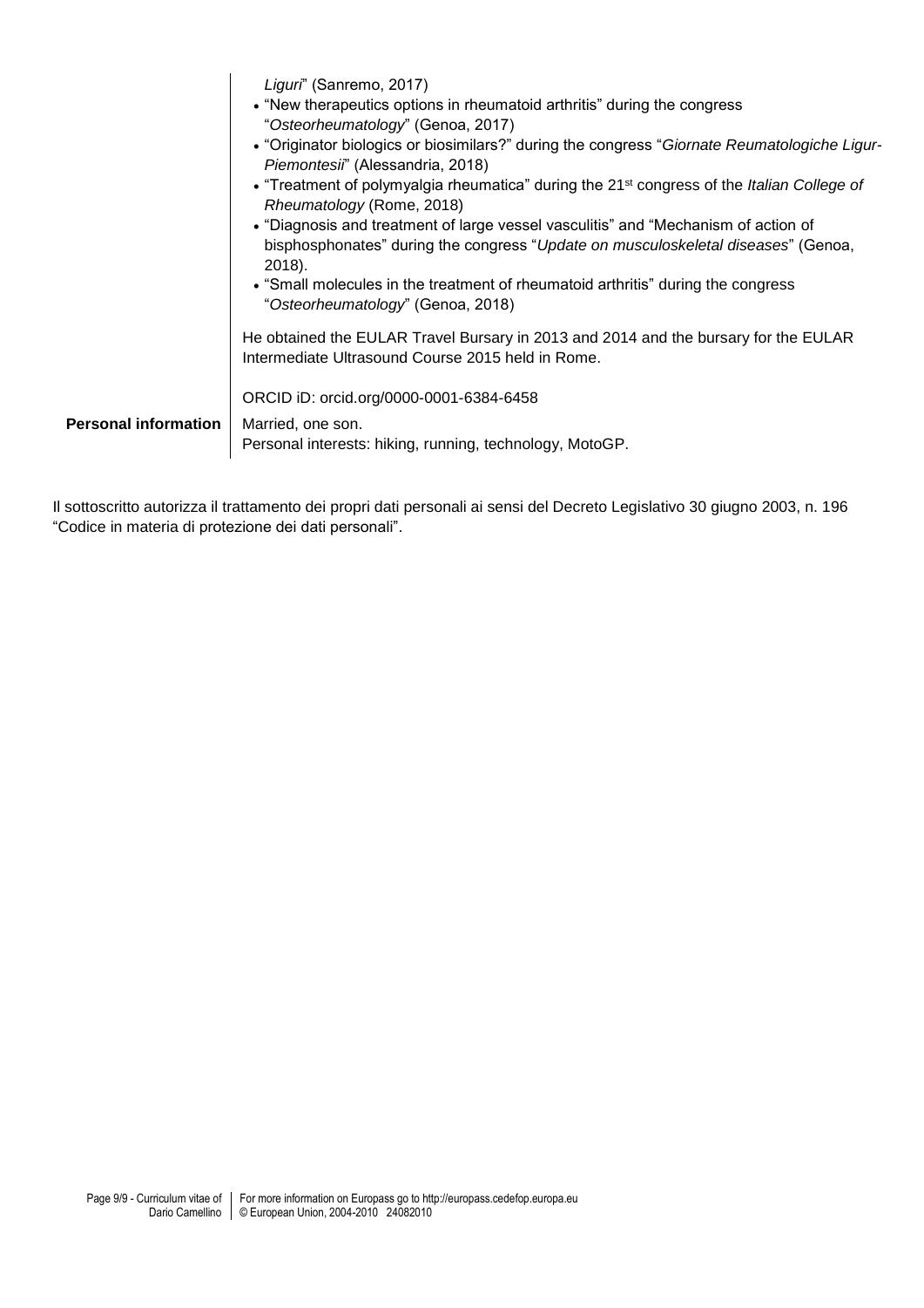*Liguri*" (Sanremo, 2017)

- "New therapeutics options in rheumatoid arthritis" during the congress "*Osteorheumatology*" (Genoa, 2017)
- "Originator biologics or biosimilars?" during the congress "*Giornate Reumatologiche Ligur-Piemontesi*" (Alessandria, 2018)
- "Treatment of polymyalgia rheumatica" during the 21st congress of the *Italian College of Rheumatology* (Rome, 2018)
- "Diagnosis and treatment of large vessel vasculitis" and "Mechanism of action of bisphosphonates" during the congress "*Update on musculoskeletal diseases*" (Genoa, 2018).
- "Small molecules in the treatment of rheumatoid arthritis" during the congress "*Osteorheumatology*" (Genoa, 2018)

He obtained the EULAR Travel Bursary in 2013 and 2014 and the bursary for the EULAR Intermediate Ultrasound Course 2015 held in Rome.

ORCID iD: orcid.org/0000-0001-6384-6458

**Personal information**

Married, one son.
Personal interests: hiking, running, technology, MotoGP.

Il sottoscritto autorizza il trattamento dei propri dati personali ai sensi del Decreto Legislativo 30 giugno 2003, n. 196 "Codice in materia di protezione dei dati personali".